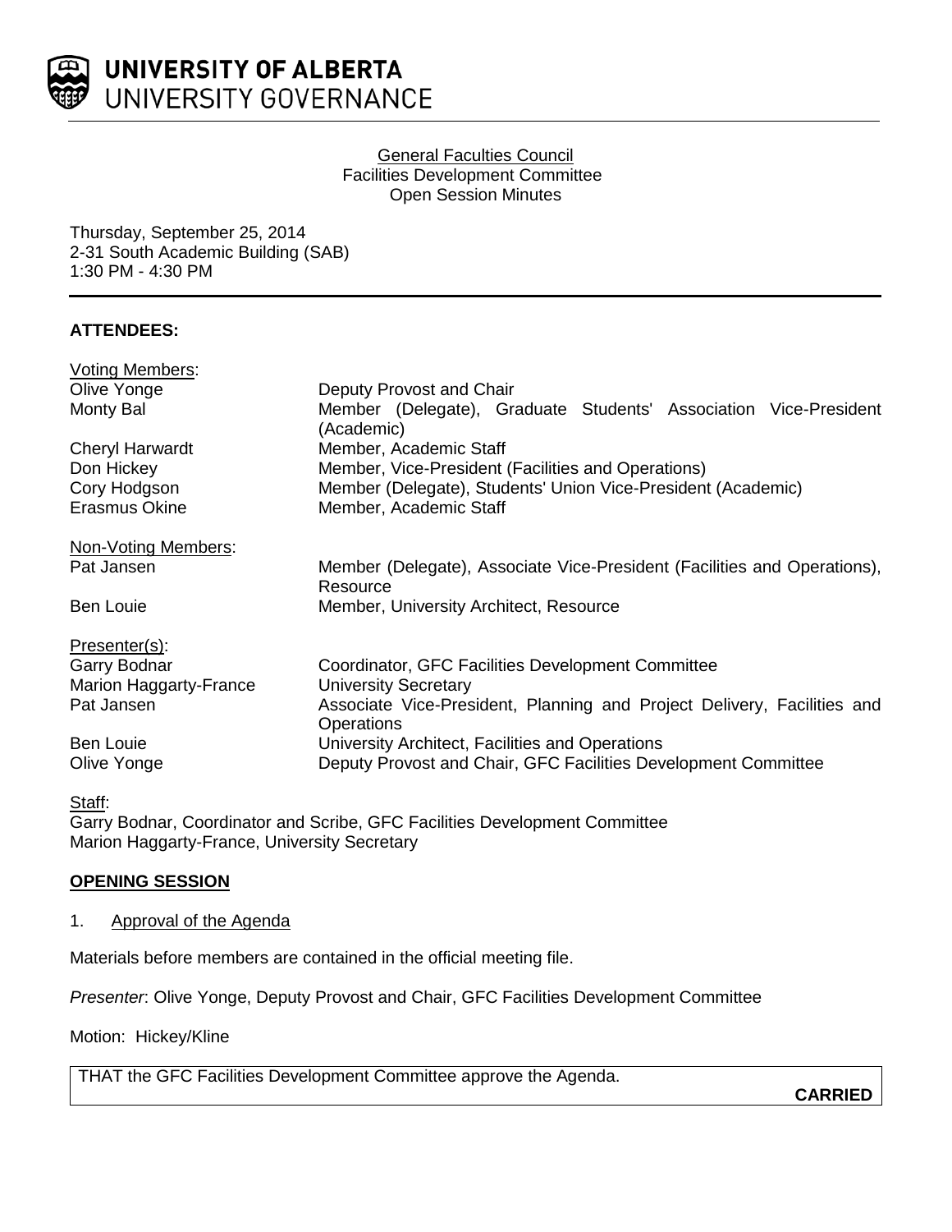UNIVERSITY OF ALBERTA
UNIVERSITY GOVERNANCE

General Faculties Council
Facilities Development Committee
Open Session Minutes

Thursday, September 25, 2014
2-31 South Academic Building (SAB)
1:30 PM - 4:30 PM

**ATTENDEES:**

Voting Members:

| | |
|---|---|
| Olive Yonge | Deputy Provost and Chair |
| Monty Bal | Member (Delegate), Graduate Students' Association Vice-President (Academic) |
| Cheryl Harwardt | Member, Academic Staff |
| Don Hickey | Member, Vice-President (Facilities and Operations) |
| Cory Hodgson | Member (Delegate), Students' Union Vice-President (Academic) |
| Erasmus Okine | Member, Academic Staff |

Non-Voting Members:

| | |
|---|---|
| Pat Jansen | Member (Delegate), Associate Vice-President (Facilities and Operations), Resource |
| Ben Louie | Member, University Architect, Resource |

Presenter(s):

| | |
|---|---|
| Garry Bodnar | Coordinator, GFC Facilities Development Committee |
| Marion Haggarty-France | University Secretary |
| Pat Jansen | Associate Vice-President, Planning and Project Delivery, Facilities and Operations |
| Ben Louie | University Architect, Facilities and Operations |
| Olive Yonge | Deputy Provost and Chair, GFC Facilities Development Committee |

Staff:
Garry Bodnar, Coordinator and Scribe, GFC Facilities Development Committee
Marion Haggarty-France, University Secretary

**OPENING SESSION**

1. Approval of the Agenda

Materials before members are contained in the official meeting file.

*Presenter*: Olive Yonge, Deputy Provost and Chair, GFC Facilities Development Committee

Motion: Hickey/Kline

THAT the GFC Facilities Development Committee approve the Agenda.

**CARRIED**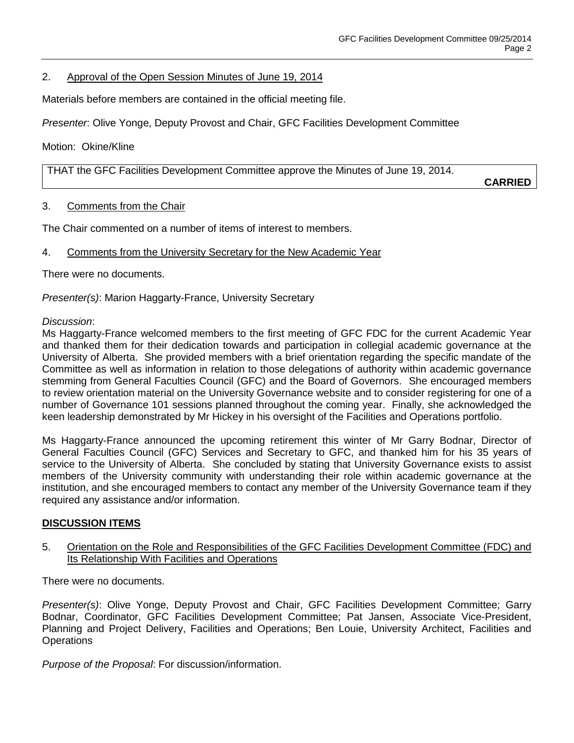2. Approval of the Open Session Minutes of June 19, 2014

Materials before members are contained in the official meeting file.

*Presenter*: Olive Yonge, Deputy Provost and Chair, GFC Facilities Development Committee

Motion: Okine/Kline

| THAT the GFC Facilities Development Committee approve the Minutes of June 19, 2014. **CARRIED** |
|---|

3. Comments from the Chair

The Chair commented on a number of items of interest to members.

4. Comments from the University Secretary for the New Academic Year

There were no documents.

*Presenter(s)*: Marion Haggarty-France, University Secretary

*Discussion*:

Ms Haggarty-France welcomed members to the first meeting of GFC FDC for the current Academic Year and thanked them for their dedication towards and participation in collegial academic governance at the University of Alberta. She provided members with a brief orientation regarding the specific mandate of the Committee as well as information in relation to those delegations of authority within academic governance stemming from General Faculties Council (GFC) and the Board of Governors. She encouraged members to review orientation material on the University Governance website and to consider registering for one of a number of Governance 101 sessions planned throughout the coming year. Finally, she acknowledged the keen leadership demonstrated by Mr Hickey in his oversight of the Facilities and Operations portfolio.

Ms Haggarty-France announced the upcoming retirement this winter of Mr Garry Bodnar, Director of General Faculties Council (GFC) Services and Secretary to GFC, and thanked him for his 35 years of service to the University of Alberta. She concluded by stating that University Governance exists to assist members of the University community with understanding their role within academic governance at the institution, and she encouraged members to contact any member of the University Governance team if they required any assistance and/or information.

**DISCUSSION ITEMS**

5. Orientation on the Role and Responsibilities of the GFC Facilities Development Committee (FDC) and Its Relationship With Facilities and Operations

There were no documents.

*Presenter(s)*: Olive Yonge, Deputy Provost and Chair, GFC Facilities Development Committee; Garry Bodnar, Coordinator, GFC Facilities Development Committee; Pat Jansen, Associate Vice-President, Planning and Project Delivery, Facilities and Operations; Ben Louie, University Architect, Facilities and Operations

*Purpose of the Proposal*: For discussion/information.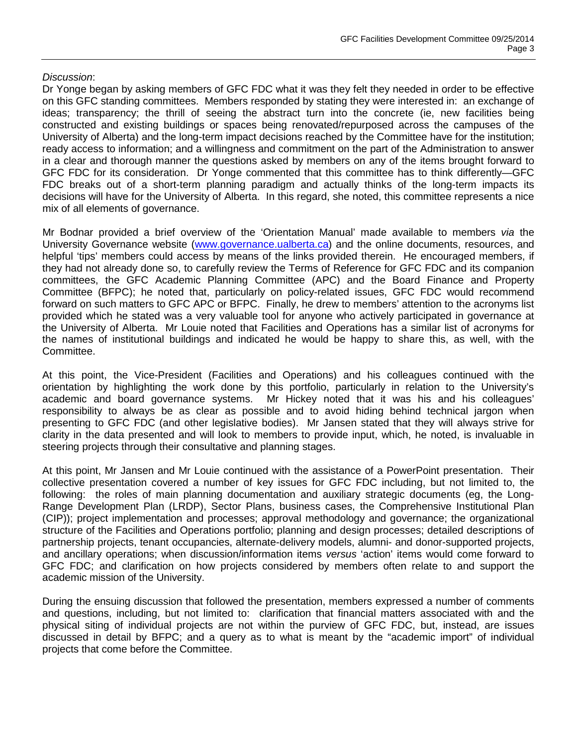*Discussion*:

Dr Yonge began by asking members of GFC FDC what it was they felt they needed in order to be effective on this GFC standing committees. Members responded by stating they were interested in: an exchange of ideas; transparency; the thrill of seeing the abstract turn into the concrete (ie, new facilities being constructed and existing buildings or spaces being renovated/repurposed across the campuses of the University of Alberta) and the long-term impact decisions reached by the Committee have for the institution; ready access to information; and a willingness and commitment on the part of the Administration to answer in a clear and thorough manner the questions asked by members on any of the items brought forward to GFC FDC for its consideration. Dr Yonge commented that this committee has to think differently—GFC FDC breaks out of a short-term planning paradigm and actually thinks of the long-term impacts its decisions will have for the University of Alberta. In this regard, she noted, this committee represents a nice mix of all elements of governance.

Mr Bodnar provided a brief overview of the 'Orientation Manual' made available to members *via* the University Governance website (www.governance.ualberta.ca) and the online documents, resources, and helpful 'tips' members could access by means of the links provided therein. He encouraged members, if they had not already done so, to carefully review the Terms of Reference for GFC FDC and its companion committees, the GFC Academic Planning Committee (APC) and the Board Finance and Property Committee (BFPC); he noted that, particularly on policy-related issues, GFC FDC would recommend forward on such matters to GFC APC or BFPC. Finally, he drew to members' attention to the acronyms list provided which he stated was a very valuable tool for anyone who actively participated in governance at the University of Alberta. Mr Louie noted that Facilities and Operations has a similar list of acronyms for the names of institutional buildings and indicated he would be happy to share this, as well, with the Committee.

At this point, the Vice-President (Facilities and Operations) and his colleagues continued with the orientation by highlighting the work done by this portfolio, particularly in relation to the University's academic and board governance systems. Mr Hickey noted that it was his and his colleagues' responsibility to always be as clear as possible and to avoid hiding behind technical jargon when presenting to GFC FDC (and other legislative bodies). Mr Jansen stated that they will always strive for clarity in the data presented and will look to members to provide input, which, he noted, is invaluable in steering projects through their consultative and planning stages.

At this point, Mr Jansen and Mr Louie continued with the assistance of a PowerPoint presentation. Their collective presentation covered a number of key issues for GFC FDC including, but not limited to, the following: the roles of main planning documentation and auxiliary strategic documents (eg, the Long-Range Development Plan (LRDP), Sector Plans, business cases, the Comprehensive Institutional Plan (CIP)); project implementation and processes; approval methodology and governance; the organizational structure of the Facilities and Operations portfolio; planning and design processes; detailed descriptions of partnership projects, tenant occupancies, alternate-delivery models, alumni- and donor-supported projects, and ancillary operations; when discussion/information items *versus* 'action' items would come forward to GFC FDC; and clarification on how projects considered by members often relate to and support the academic mission of the University.

During the ensuing discussion that followed the presentation, members expressed a number of comments and questions, including, but not limited to: clarification that financial matters associated with and the physical siting of individual projects are not within the purview of GFC FDC, but, instead, are issues discussed in detail by BFPC; and a query as to what is meant by the "academic import" of individual projects that come before the Committee.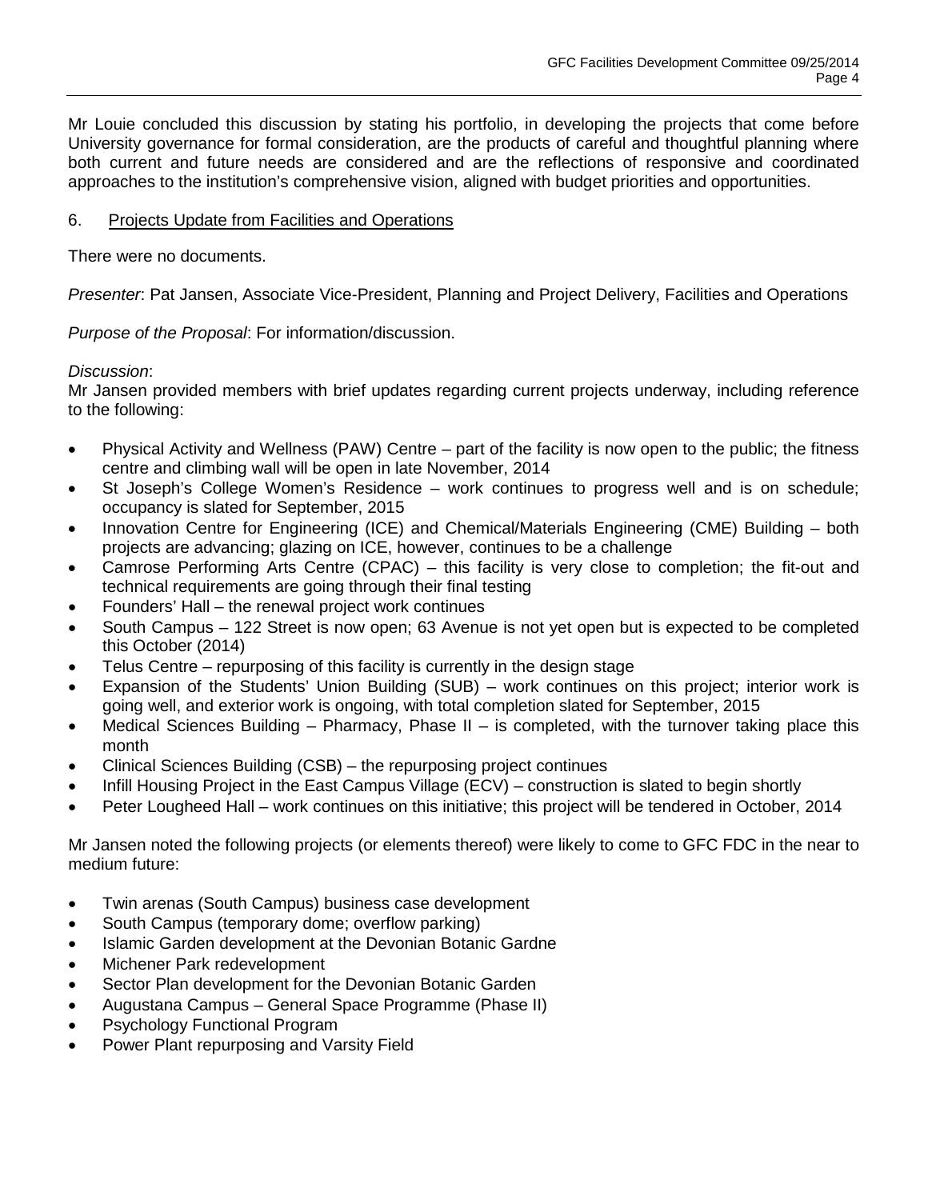Mr Louie concluded this discussion by stating his portfolio, in developing the projects that come before University governance for formal consideration, are the products of careful and thoughtful planning where both current and future needs are considered and are the reflections of responsive and coordinated approaches to the institution's comprehensive vision, aligned with budget priorities and opportunities.

6. Projects Update from Facilities and Operations

There were no documents.

*Presenter*: Pat Jansen, Associate Vice-President, Planning and Project Delivery, Facilities and Operations

*Purpose of the Proposal*: For information/discussion.

*Discussion*:
Mr Jansen provided members with brief updates regarding current projects underway, including reference to the following:

- Physical Activity and Wellness (PAW) Centre – part of the facility is now open to the public; the fitness centre and climbing wall will be open in late November, 2014
- St Joseph's College Women's Residence – work continues to progress well and is on schedule; occupancy is slated for September, 2015
- Innovation Centre for Engineering (ICE) and Chemical/Materials Engineering (CME) Building – both projects are advancing; glazing on ICE, however, continues to be a challenge
- Camrose Performing Arts Centre (CPAC) – this facility is very close to completion; the fit-out and technical requirements are going through their final testing
- Founders' Hall – the renewal project work continues
- South Campus – 122 Street is now open; 63 Avenue is not yet open but is expected to be completed this October (2014)
- Telus Centre – repurposing of this facility is currently in the design stage
- Expansion of the Students' Union Building (SUB) – work continues on this project; interior work is going well, and exterior work is ongoing, with total completion slated for September, 2015
- Medical Sciences Building – Pharmacy, Phase II – is completed, with the turnover taking place this month
- Clinical Sciences Building (CSB) – the repurposing project continues
- Infill Housing Project in the East Campus Village (ECV) – construction is slated to begin shortly
- Peter Lougheed Hall – work continues on this initiative; this project will be tendered in October, 2014

Mr Jansen noted the following projects (or elements thereof) were likely to come to GFC FDC in the near to medium future:

- Twin arenas (South Campus) business case development
- South Campus (temporary dome; overflow parking)
- Islamic Garden development at the Devonian Botanic Gardne
- Michener Park redevelopment
- Sector Plan development for the Devonian Botanic Garden
- Augustana Campus – General Space Programme (Phase II)
- Psychology Functional Program
- Power Plant repurposing and Varsity Field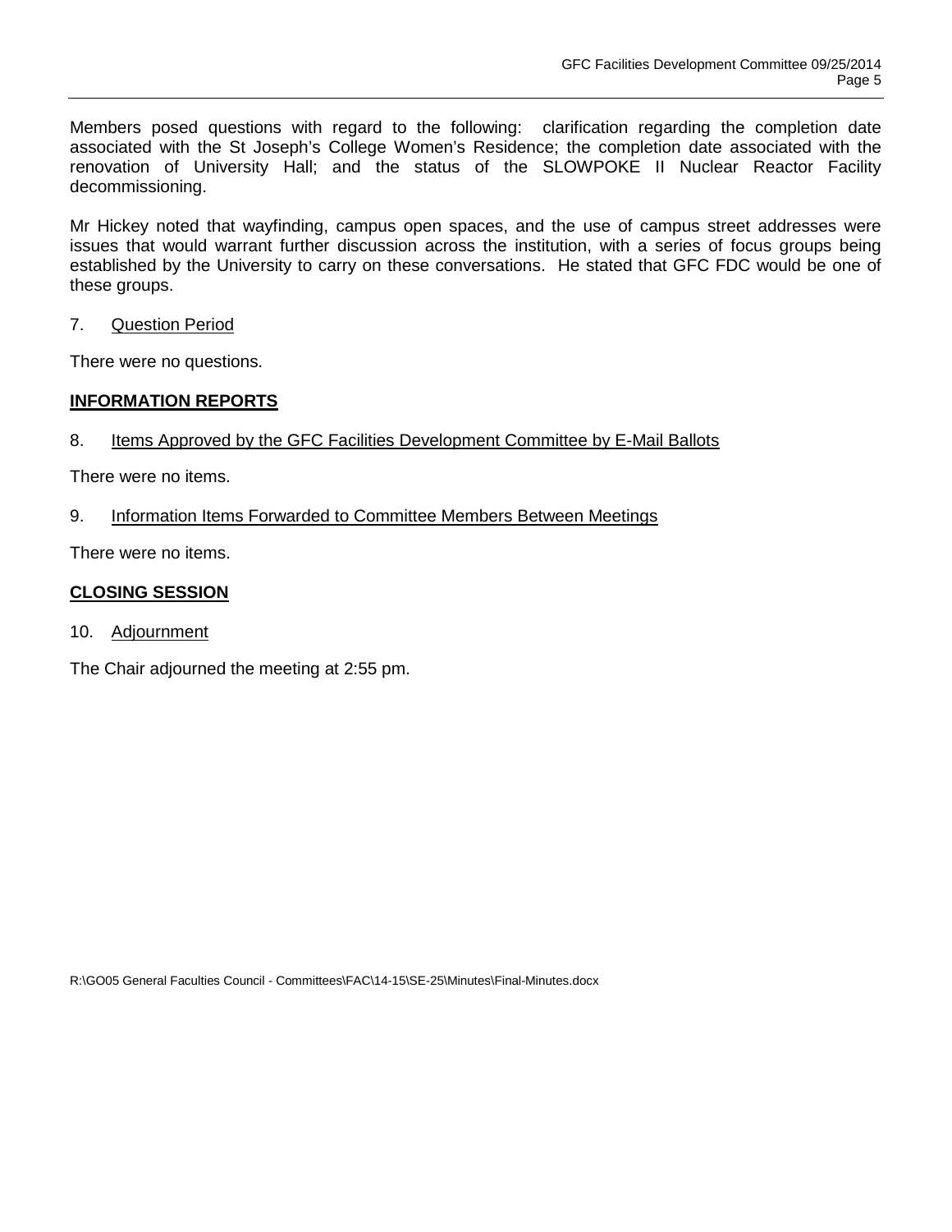Members posed questions with regard to the following: clarification regarding the completion date associated with the St Joseph's College Women's Residence; the completion date associated with the renovation of University Hall; and the status of the SLOWPOKE II Nuclear Reactor Facility decommissioning.

Mr Hickey noted that wayfinding, campus open spaces, and the use of campus street addresses were issues that would warrant further discussion across the institution, with a series of focus groups being established by the University to carry on these conversations. He stated that GFC FDC would be one of these groups.

7. <u>Question Period</u>

There were no questions.

## **<u>INFORMATION REPORTS</u>**

8. <u>Items Approved by the GFC Facilities Development Committee by E-Mail Ballots</u>

There were no items.

9. <u>Information Items Forwarded to Committee Members Between Meetings</u>

There were no items.

## **<u>CLOSING SESSION</u>**

10. <u>Adjournment</u>

The Chair adjourned the meeting at 2:55 pm.

R:\GO05 General Faculties Council - Committees\FAC\14-15\SE-25\Minutes\Final-Minutes.docx